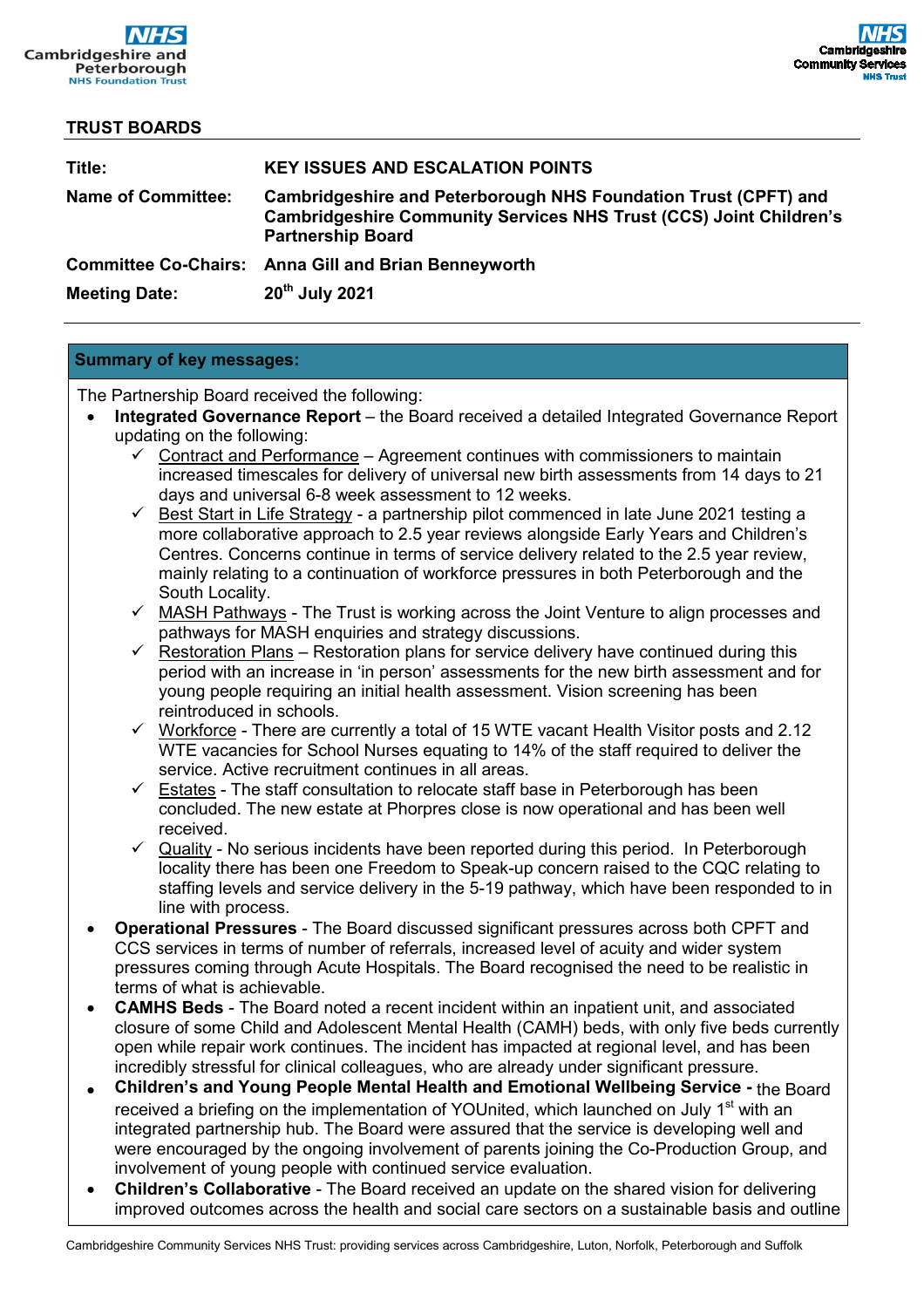## TRUST BOARDS

| | |
|---|---|
| **Title:** | **KEY ISSUES AND ESCALATION POINTS** |
| **Name of Committee:** | **Cambridgeshire and Peterborough NHS Foundation Trust (CPFT) and Cambridgeshire Community Services NHS Trust (CCS) Joint Children's Partnership Board** |
| **Committee Co-Chairs:** | **Anna Gill and Brian Benneyworth** |
| **Meeting Date:** | **20th July 2021** |

### Summary of key messages:

The Partnership Board received the following:

- **Integrated Governance Report** – the Board received a detailed Integrated Governance Report updating on the following:
  - ✓ Contract and Performance – Agreement continues with commissioners to maintain increased timescales for delivery of universal new birth assessments from 14 days to 21 days and universal 6-8 week assessment to 12 weeks.
  - ✓ Best Start in Life Strategy - a partnership pilot commenced in late June 2021 testing a more collaborative approach to 2.5 year reviews alongside Early Years and Children's Centres. Concerns continue in terms of service delivery related to the 2.5 year review, mainly relating to a continuation of workforce pressures in both Peterborough and the South Locality.
  - ✓ MASH Pathways - The Trust is working across the Joint Venture to align processes and pathways for MASH enquiries and strategy discussions.
  - ✓ Restoration Plans – Restoration plans for service delivery have continued during this period with an increase in 'in person' assessments for the new birth assessment and for young people requiring an initial health assessment. Vision screening has been reintroduced in schools.
  - ✓ Workforce - There are currently a total of 15 WTE vacant Health Visitor posts and 2.12 WTE vacancies for School Nurses equating to 14% of the staff required to deliver the service. Active recruitment continues in all areas.
  - ✓ Estates - The staff consultation to relocate staff base in Peterborough has been concluded. The new estate at Phorpres close is now operational and has been well received.
  - ✓ Quality - No serious incidents have been reported during this period. In Peterborough locality there has been one Freedom to Speak-up concern raised to the CQC relating to staffing levels and service delivery in the 5-19 pathway, which have been responded to in line with process.
- **Operational Pressures** - The Board discussed significant pressures across both CPFT and CCS services in terms of number of referrals, increased level of acuity and wider system pressures coming through Acute Hospitals. The Board recognised the need to be realistic in terms of what is achievable.
- **CAMHS Beds** - The Board noted a recent incident within an inpatient unit, and associated closure of some Child and Adolescent Mental Health (CAMH) beds, with only five beds currently open while repair work continues. The incident has impacted at regional level, and has been incredibly stressful for clinical colleagues, who are already under significant pressure.
- **Children's and Young People Mental Health and Emotional Wellbeing Service -** the Board received a briefing on the implementation of YOUnited, which launched on July 1st with an integrated partnership hub. The Board were assured that the service is developing well and were encouraged by the ongoing involvement of parents joining the Co-Production Group, and involvement of young people with continued service evaluation.
- **Children's Collaborative** - The Board received an update on the shared vision for delivering improved outcomes across the health and social care sectors on a sustainable basis and outline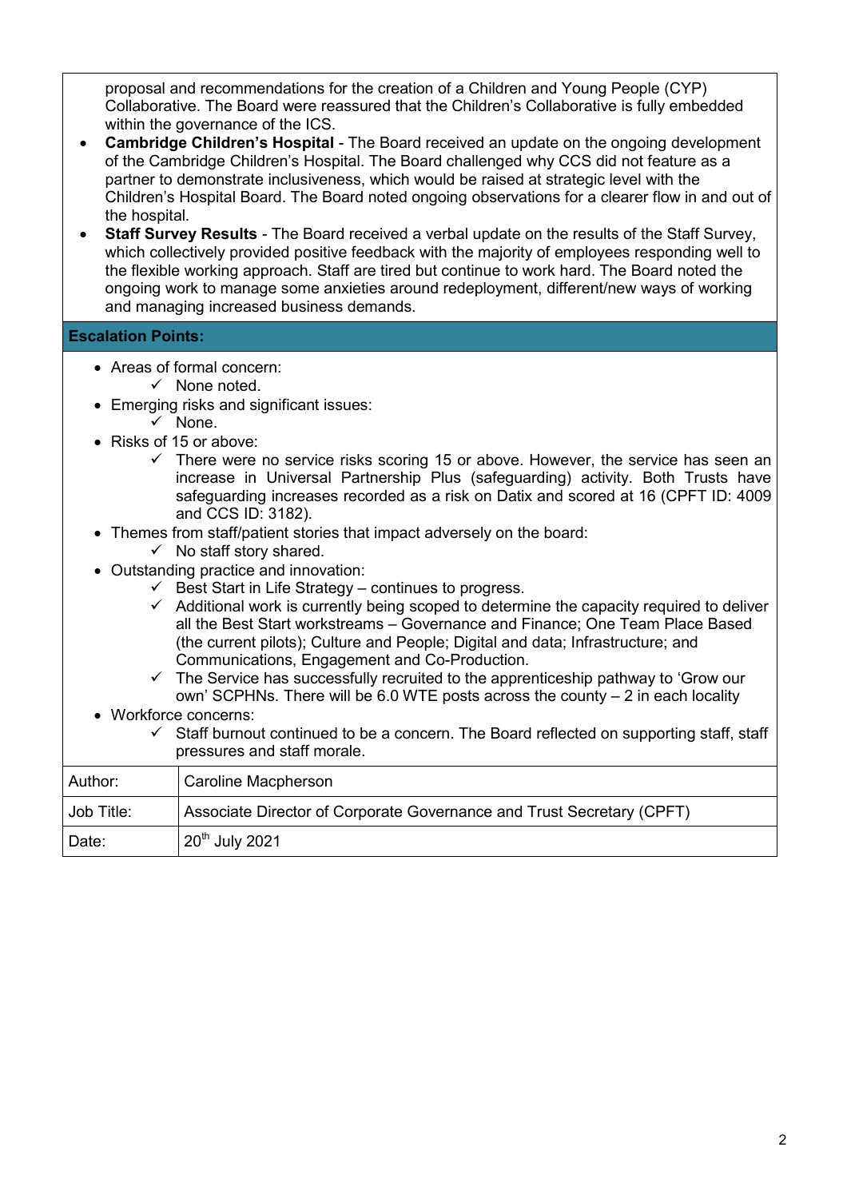proposal and recommendations for the creation of a Children and Young People (CYP) Collaborative. The Board were reassured that the Children's Collaborative is fully embedded within the governance of the ICS.

- **Cambridge Children's Hospital** - The Board received an update on the ongoing development of the Cambridge Children's Hospital. The Board challenged why CCS did not feature as a partner to demonstrate inclusiveness, which would be raised at strategic level with the Children's Hospital Board. The Board noted ongoing observations for a clearer flow in and out of the hospital.
- **Staff Survey Results** - The Board received a verbal update on the results of the Staff Survey, which collectively provided positive feedback with the majority of employees responding well to the flexible working approach. Staff are tired but continue to work hard. The Board noted the ongoing work to manage some anxieties around redeployment, different/new ways of working and managing increased business demands.

**Escalation Points:**

- Areas of formal concern:
  - ✓ None noted.
- Emerging risks and significant issues:
  - ✓ None.
- Risks of 15 or above:
  - ✓ There were no service risks scoring 15 or above. However, the service has seen an increase in Universal Partnership Plus (safeguarding) activity. Both Trusts have safeguarding increases recorded as a risk on Datix and scored at 16 (CPFT ID: 4009 and CCS ID: 3182).
- Themes from staff/patient stories that impact adversely on the board:
  - ✓ No staff story shared.
- Outstanding practice and innovation:
  - ✓ Best Start in Life Strategy – continues to progress.
  - ✓ Additional work is currently being scoped to determine the capacity required to deliver all the Best Start workstreams – Governance and Finance; One Team Place Based (the current pilots); Culture and People; Digital and data; Infrastructure; and Communications, Engagement and Co-Production.
  - ✓ The Service has successfully recruited to the apprenticeship pathway to 'Grow our own' SCPHNs. There will be 6.0 WTE posts across the county – 2 in each locality
- Workforce concerns:
  - ✓ Staff burnout continued to be a concern. The Board reflected on supporting staff, staff pressures and staff morale.

| | |
|---|---|
| Author: | Caroline Macpherson |
| Job Title: | Associate Director of Corporate Governance and Trust Secretary (CPFT) |
| Date: | 20th July 2021 |